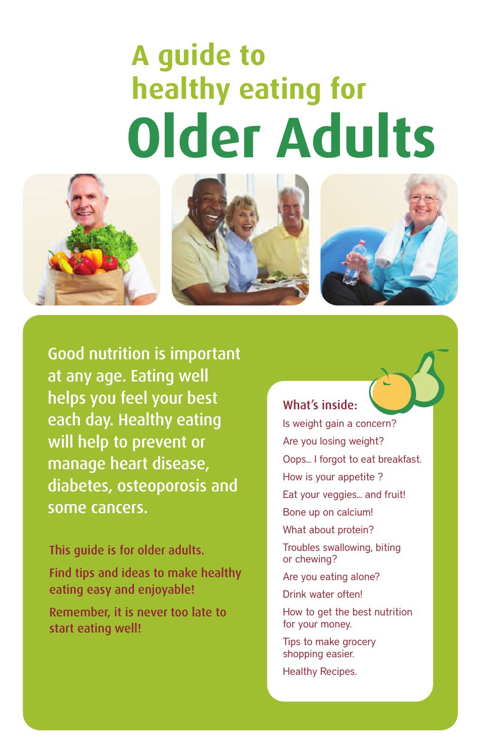# A guide to healthy eating for Older Adults

Good nutrition is important at any age. Eating well helps you feel your best each day. Healthy eating will help to prevent or manage heart disease, diabetes, osteoporosis and some cancers.

This guide is for older adults.

Find tips and ideas to make healthy eating easy and enjoyable!

Remember, it is never too late to start eating well!

## What's inside:

- Is weight gain a concern?
- Are you losing weight?
- Oops... I forgot to eat breakfast.
- How is your appetite ?
- Eat your veggies... and fruit!
- Bone up on calcium!
- What about protein?
- Troubles swallowing, biting or chewing?
- Are you eating alone?
- Drink water often!
- How to get the best nutrition for your money.
- Tips to make grocery shopping easier.
- Healthy Recipes.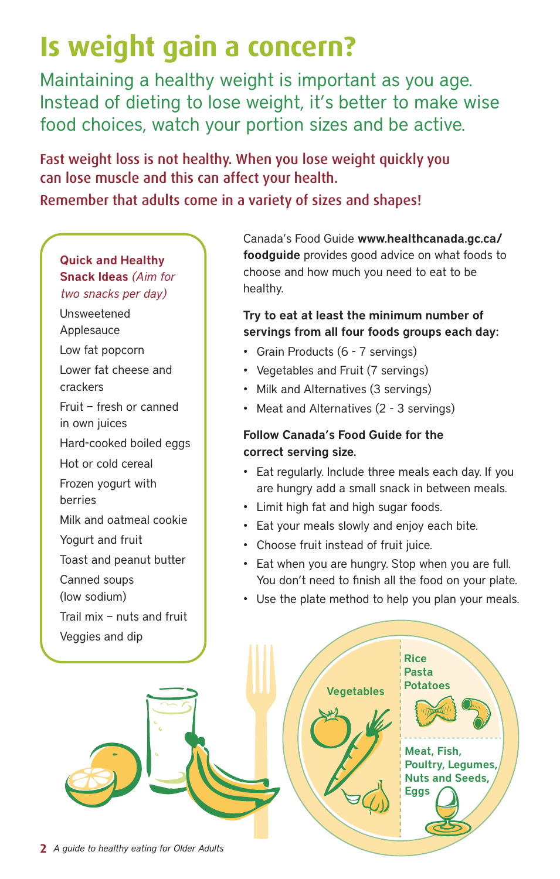# Is weight gain a concern?

Maintaining a healthy weight is important as you age. Instead of dieting to lose weight, it's better to make wise food choices, watch your portion sizes and be active.

**Fast weight loss is not healthy. When you lose weight quickly you can lose muscle and this can affect your health.**

Remember that adults come in a variety of sizes and shapes!

**Quick and Healthy Snack Ideas** *(Aim for two snacks per day)*

- Unsweetened Applesauce
- Low fat popcorn
- Lower fat cheese and crackers
- Fruit – fresh or canned in own juices
- Hard-cooked boiled eggs
- Hot or cold cereal
- Frozen yogurt with berries
- Milk and oatmeal cookie
- Yogurt and fruit
- Toast and peanut butter
- Canned soups (low sodium)
- Trail mix – nuts and fruit
- Veggies and dip

Canada's Food Guide **www.healthcanada.gc.ca/foodguide** provides good advice on what foods to choose and how much you need to eat to be healthy.

**Try to eat at least the minimum number of servings from all four foods groups each day:**

- Grain Products (6 - 7 servings)
- Vegetables and Fruit (7 servings)
- Milk and Alternatives (3 servings)
- Meat and Alternatives (2 - 3 servings)

**Follow Canada's Food Guide for the correct serving size.**

- Eat regularly. Include three meals each day. If you are hungry add a small snack in between meals.
- Limit high fat and high sugar foods.
- Eat your meals slowly and enjoy each bite.
- Choose fruit instead of fruit juice.
- Eat when you are hungry. Stop when you are full. You don't need to finish all the food on your plate.
- Use the plate method to help you plan your meals.

Vegetables

Rice
Pasta
Potatoes

Meat, Fish, Poultry, Legumes, Nuts and Seeds, Eggs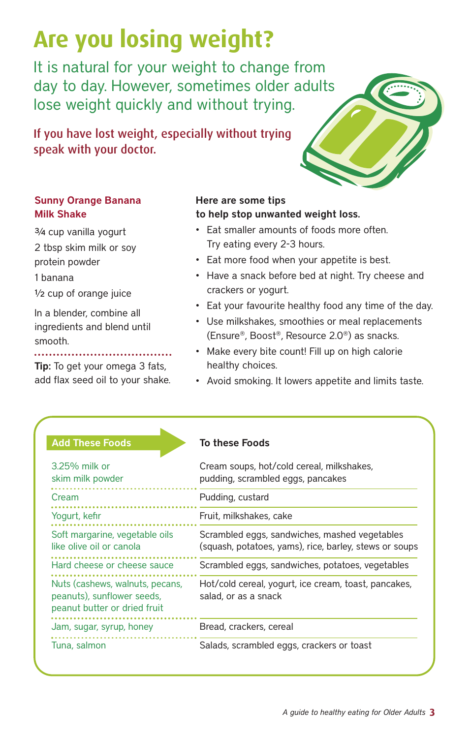# Are you losing weight?

It is natural for your weight to change from day to day. However, sometimes older adults lose weight quickly and without trying.

**If you have lost weight, especially without trying speak with your doctor.**

### Sunny Orange Banana Milk Shake

¾ cup vanilla yogurt

2 tbsp skim milk or soy protein powder

1 banana

½ cup of orange juice

In a blender, combine all ingredients and blend until smooth.

**Tip:** To get your omega 3 fats, add flax seed oil to your shake.

**Here are some tips to help stop unwanted weight loss.**

- Eat smaller amounts of foods more often. Try eating every 2-3 hours.
- Eat more food when your appetite is best.
- Have a snack before bed at night. Try cheese and crackers or yogurt.
- Eat your favourite healthy food any time of the day.
- Use milkshakes, smoothies or meal replacements (Ensure®, Boost®, Resource 2.0®) as snacks.
- Make every bite count! Fill up on high calorie healthy choices.
- Avoid smoking. It lowers appetite and limits taste.

| Add These Foods | To these Foods |
|---|---|
| 3.25% milk or skim milk powder | Cream soups, hot/cold cereal, milkshakes, pudding, scrambled eggs, pancakes |
| Cream | Pudding, custard |
| Yogurt, kefir | Fruit, milkshakes, cake |
| Soft margarine, vegetable oils like olive oil or canola | Scrambled eggs, sandwiches, mashed vegetables (squash, potatoes, yams), rice, barley, stews or soups |
| Hard cheese or cheese sauce | Scrambled eggs, sandwiches, potatoes, vegetables |
| Nuts (cashews, walnuts, pecans, peanuts), sunflower seeds, peanut butter or dried fruit | Hot/cold cereal, yogurt, ice cream, toast, pancakes, salad, or as a snack |
| Jam, sugar, syrup, honey | Bread, crackers, cereal |
| Tuna, salmon | Salads, scrambled eggs, crackers or toast |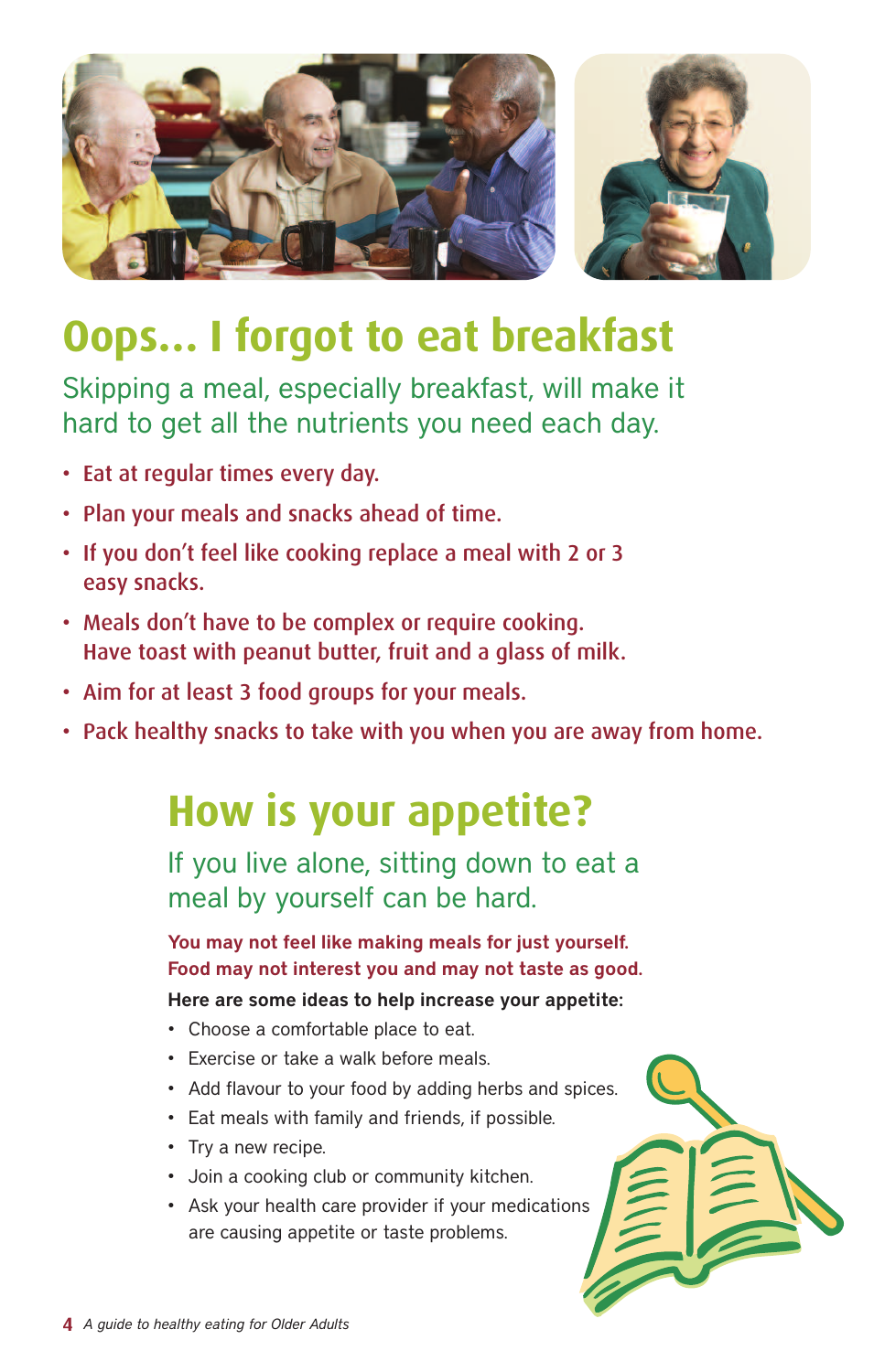# Oops... I forgot to eat breakfast

Skipping a meal, especially breakfast, will make it hard to get all the nutrients you need each day.

- Eat at regular times every day.
- Plan your meals and snacks ahead of time.
- If you don't feel like cooking replace a meal with 2 or 3 easy snacks.
- Meals don't have to be complex or require cooking. Have toast with peanut butter, fruit and a glass of milk.
- Aim for at least 3 food groups for your meals.
- Pack healthy snacks to take with you when you are away from home.

# How is your appetite?

If you live alone, sitting down to eat a meal by yourself can be hard.

**You may not feel like making meals for just yourself. Food may not interest you and may not taste as good.**

**Here are some ideas to help increase your appetite:**

- Choose a comfortable place to eat.
- Exercise or take a walk before meals.
- Add flavour to your food by adding herbs and spices.
- Eat meals with family and friends, if possible.
- Try a new recipe.
- Join a cooking club or community kitchen.
- Ask your health care provider if your medications are causing appetite or taste problems.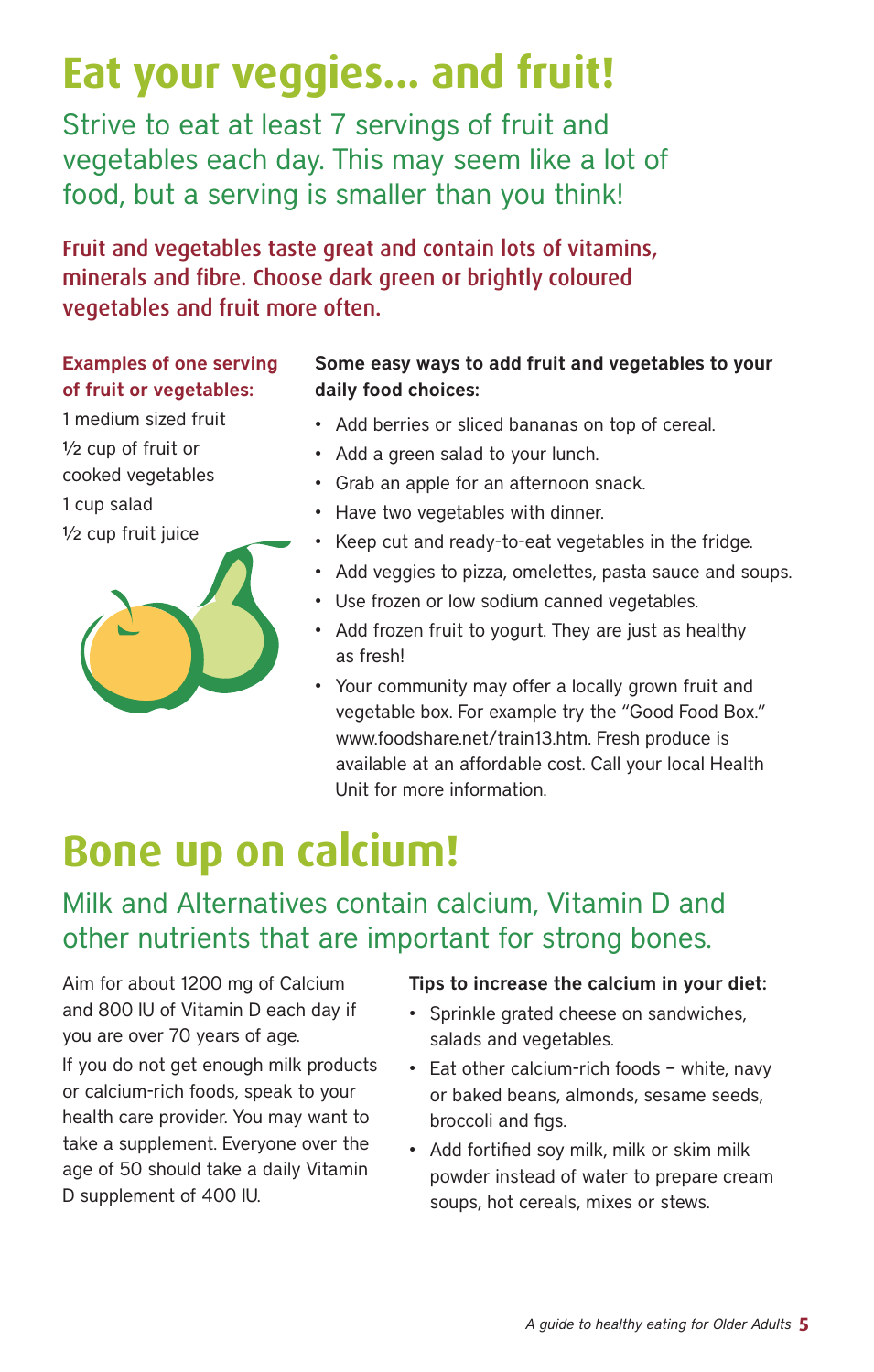# Eat your veggies... and fruit!

## Strive to eat at least 7 servings of fruit and vegetables each day. This may seem like a lot of food, but a serving is smaller than you think!

**Fruit and vegetables taste great and contain lots of vitamins, minerals and fibre. Choose dark green or brightly coloured vegetables and fruit more often.**

**Examples of one serving of fruit or vegetables:**

1 medium sized fruit
½ cup of fruit or cooked vegetables
1 cup salad
½ cup fruit juice

**Some easy ways to add fruit and vegetables to your daily food choices:**

- Add berries or sliced bananas on top of cereal.
- Add a green salad to your lunch.
- Grab an apple for an afternoon snack.
- Have two vegetables with dinner.
- Keep cut and ready-to-eat vegetables in the fridge.
- Add veggies to pizza, omelettes, pasta sauce and soups.
- Use frozen or low sodium canned vegetables.
- Add frozen fruit to yogurt. They are just as healthy as fresh!
- Your community may offer a locally grown fruit and vegetable box. For example try the "Good Food Box." www.foodshare.net/train13.htm. Fresh produce is available at an affordable cost. Call your local Health Unit for more information.

# Bone up on calcium!

## Milk and Alternatives contain calcium, Vitamin D and other nutrients that are important for strong bones.

Aim for about 1200 mg of Calcium and 800 IU of Vitamin D each day if you are over 70 years of age.

If you do not get enough milk products or calcium-rich foods, speak to your health care provider. You may want to take a supplement. Everyone over the age of 50 should take a daily Vitamin D supplement of 400 IU.

**Tips to increase the calcium in your diet:**

- Sprinkle grated cheese on sandwiches, salads and vegetables.
- Eat other calcium-rich foods – white, navy or baked beans, almonds, sesame seeds, broccoli and figs.
- Add fortified soy milk, milk or skim milk powder instead of water to prepare cream soups, hot cereals, mixes or stews.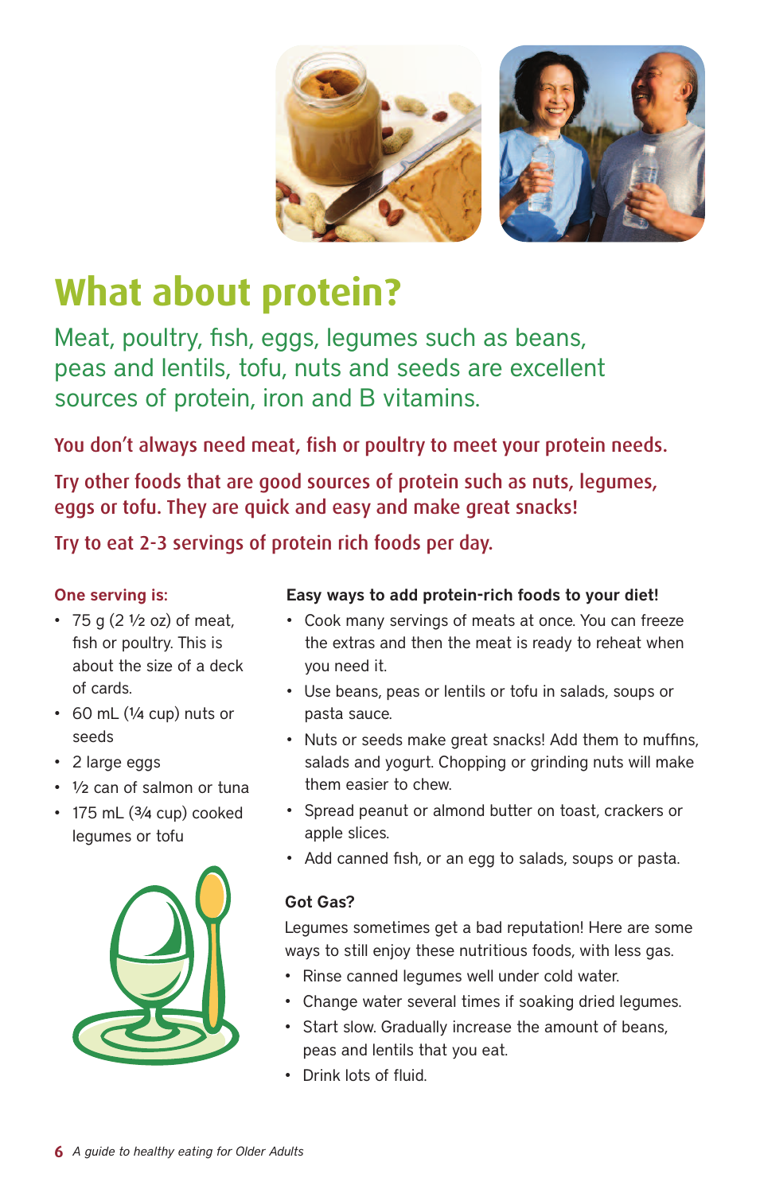# What about protein?

Meat, poultry, fish, eggs, legumes such as beans, peas and lentils, tofu, nuts and seeds are excellent sources of protein, iron and B vitamins.

**You don't always need meat, fish or poultry to meet your protein needs.**

**Try other foods that are good sources of protein such as nuts, legumes, eggs or tofu. They are quick and easy and make great snacks!**

**Try to eat 2-3 servings of protein rich foods per day.**

**One serving is:**

- 75 g (2 ½ oz) of meat, fish or poultry. This is about the size of a deck of cards.
- 60 mL (¼ cup) nuts or seeds
- 2 large eggs
- ½ can of salmon or tuna
- 175 mL (¾ cup) cooked legumes or tofu

**Easy ways to add protein-rich foods to your diet!**

- Cook many servings of meats at once. You can freeze the extras and then the meat is ready to reheat when you need it.
- Use beans, peas or lentils or tofu in salads, soups or pasta sauce.
- Nuts or seeds make great snacks! Add them to muffins, salads and yogurt. Chopping or grinding nuts will make them easier to chew.
- Spread peanut or almond butter on toast, crackers or apple slices.
- Add canned fish, or an egg to salads, soups or pasta.

**Got Gas?**

Legumes sometimes get a bad reputation! Here are some ways to still enjoy these nutritious foods, with less gas.

- Rinse canned legumes well under cold water.
- Change water several times if soaking dried legumes.
- Start slow. Gradually increase the amount of beans, peas and lentils that you eat.
- Drink lots of fluid.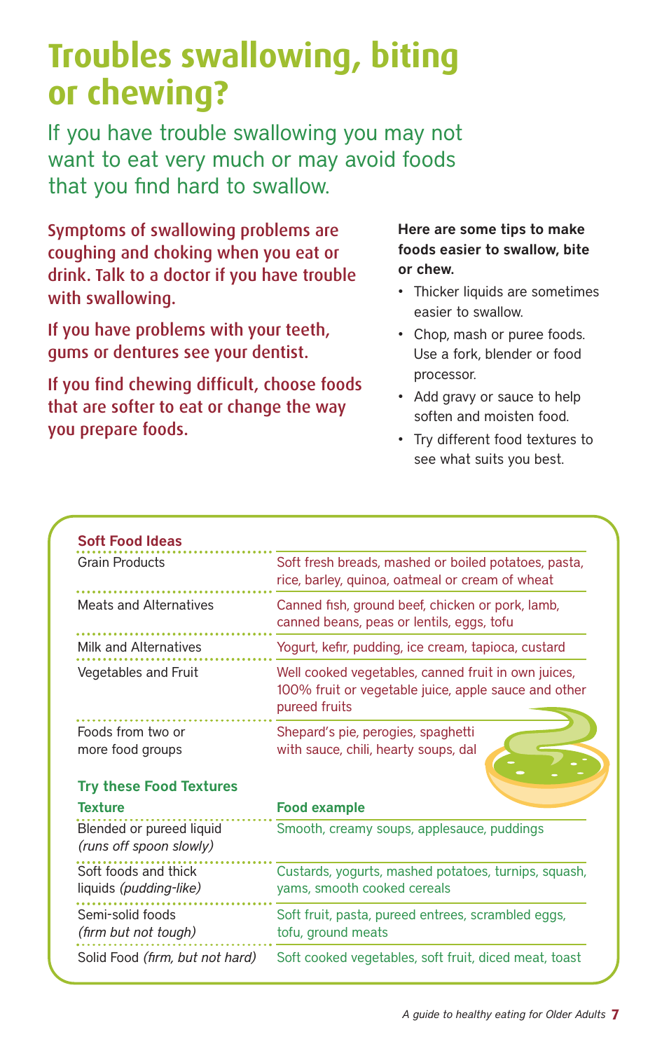# Troubles swallowing, biting or chewing?

If you have trouble swallowing you may not want to eat very much or may avoid foods that you find hard to swallow.

**Symptoms of swallowing problems are coughing and choking when you eat or drink. Talk to a doctor if you have trouble with swallowing.**

**If you have problems with your teeth, gums or dentures see your dentist.**

**If you find chewing difficult, choose foods that are softer to eat or change the way you prepare foods.**

**Here are some tips to make foods easier to swallow, bite or chew.**

- Thicker liquids are sometimes easier to swallow.
- Chop, mash or puree foods. Use a fork, blender or food processor.
- Add gravy or sauce to help soften and moisten food.
- Try different food textures to see what suits you best.

### Soft Food Ideas

| | |
|---|---|
| Grain Products | Soft fresh breads, mashed or boiled potatoes, pasta, rice, barley, quinoa, oatmeal or cream of wheat |
| Meats and Alternatives | Canned fish, ground beef, chicken or pork, lamb, canned beans, peas or lentils, eggs, tofu |
| Milk and Alternatives | Yogurt, kefir, pudding, ice cream, tapioca, custard |
| Vegetables and Fruit | Well cooked vegetables, canned fruit in own juices, 100% fruit or vegetable juice, apple sauce and other pureed fruits |
| Foods from two or more food groups | Shepard's pie, perogies, spaghetti with sauce, chili, hearty soups, dal |

### Try these Food Textures

| Texture | Food example |
|---|---|
| Blended or pureed liquid *(runs off spoon slowly)* | Smooth, creamy soups, applesauce, puddings |
| Soft foods and thick liquids *(pudding-like)* | Custards, yogurts, mashed potatoes, turnips, squash, yams, smooth cooked cereals |
| Semi-solid foods *(firm but not tough)* | Soft fruit, pasta, pureed entrees, scrambled eggs, tofu, ground meats |
| Solid Food *(firm, but not hard)* | Soft cooked vegetables, soft fruit, diced meat, toast |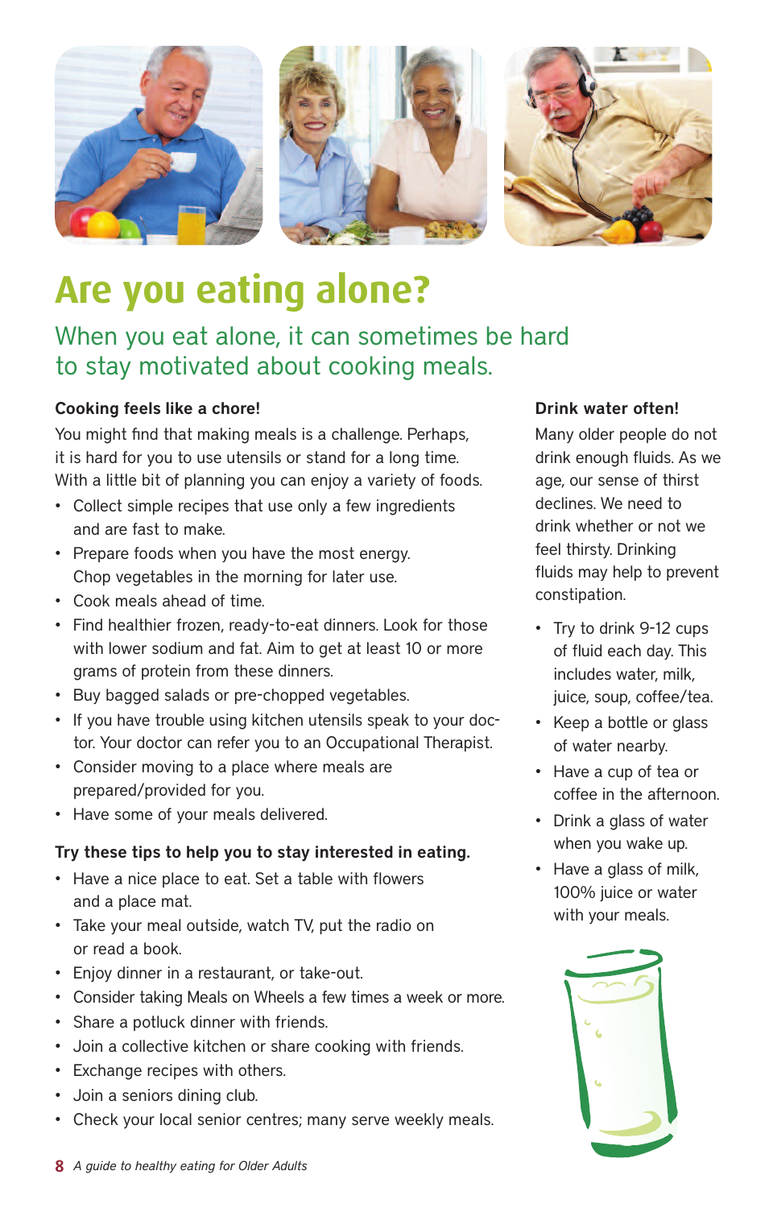# Are you eating alone?

## When you eat alone, it can sometimes be hard to stay motivated about cooking meals.

### Cooking feels like a chore!

You might find that making meals is a challenge. Perhaps, it is hard for you to use utensils or stand for a long time. With a little bit of planning you can enjoy a variety of foods.

- Collect simple recipes that use only a few ingredients and are fast to make.
- Prepare foods when you have the most energy. Chop vegetables in the morning for later use.
- Cook meals ahead of time.
- Find healthier frozen, ready-to-eat dinners. Look for those with lower sodium and fat. Aim to get at least 10 or more grams of protein from these dinners.
- Buy bagged salads or pre-chopped vegetables.
- If you have trouble using kitchen utensils speak to your doctor. Your doctor can refer you to an Occupational Therapist.
- Consider moving to a place where meals are prepared/provided for you.
- Have some of your meals delivered.

### Try these tips to help you to stay interested in eating.

- Have a nice place to eat. Set a table with flowers and a place mat.
- Take your meal outside, watch TV, put the radio on or read a book.
- Enjoy dinner in a restaurant, or take-out.
- Consider taking Meals on Wheels a few times a week or more.
- Share a potluck dinner with friends.
- Join a collective kitchen or share cooking with friends.
- Exchange recipes with others.
- Join a seniors dining club.
- Check your local senior centres; many serve weekly meals.

### Drink water often!

Many older people do not drink enough fluids. As we age, our sense of thirst declines. We need to drink whether or not we feel thirsty. Drinking fluids may help to prevent constipation.

- Try to drink 9-12 cups of fluid each day. This includes water, milk, juice, soup, coffee/tea.
- Keep a bottle or glass of water nearby.
- Have a cup of tea or coffee in the afternoon.
- Drink a glass of water when you wake up.
- Have a glass of milk, 100% juice or water with your meals.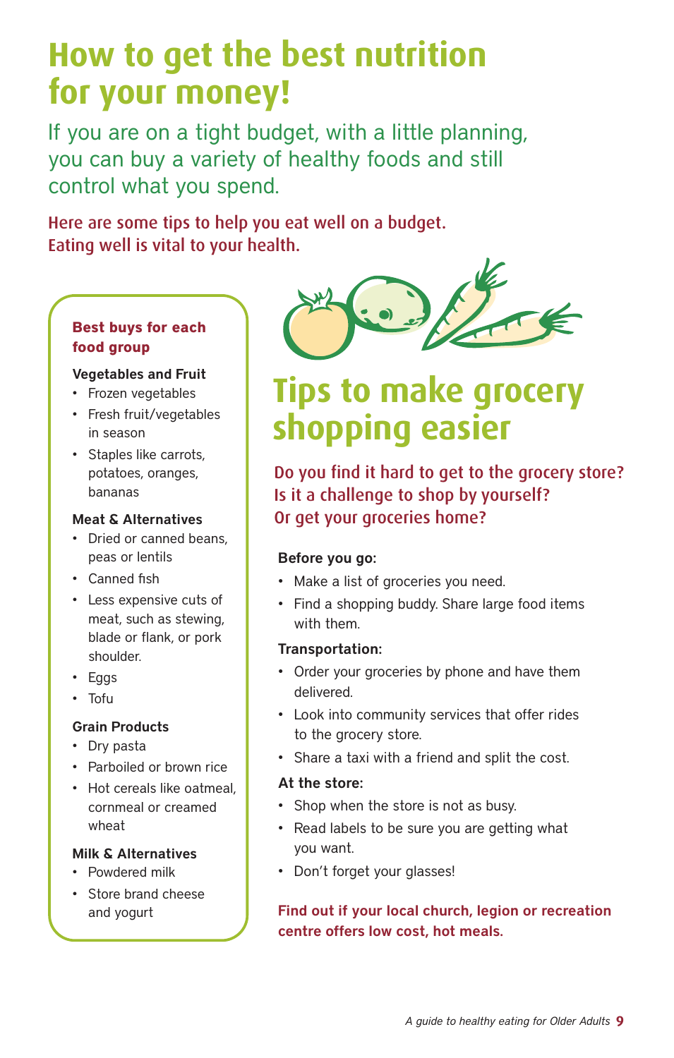# How to get the best nutrition for your money!

If you are on a tight budget, with a little planning, you can buy a variety of healthy foods and still control what you spend.

**Here are some tips to help you eat well on a budget. Eating well is vital to your health.**

### Best buys for each food group

**Vegetables and Fruit**

- Frozen vegetables
- Fresh fruit/vegetables in season
- Staples like carrots, potatoes, oranges, bananas

**Meat & Alternatives**

- Dried or canned beans, peas or lentils
- Canned fish
- Less expensive cuts of meat, such as stewing, blade or flank, or pork shoulder.
- Eggs
- Tofu

**Grain Products**

- Dry pasta
- Parboiled or brown rice
- Hot cereals like oatmeal, cornmeal or creamed wheat

**Milk & Alternatives**

- Powdered milk
- Store brand cheese and yogurt

## Tips to make grocery shopping easier

**Do you find it hard to get to the grocery store? Is it a challenge to shop by yourself? Or get your groceries home?**

**Before you go:**

- Make a list of groceries you need.
- Find a shopping buddy. Share large food items with them.

**Transportation:**

- Order your groceries by phone and have them delivered.
- Look into community services that offer rides to the grocery store.
- Share a taxi with a friend and split the cost.

**At the store:**

- Shop when the store is not as busy.
- Read labels to be sure you are getting what you want.
- Don't forget your glasses!

**Find out if your local church, legion or recreation centre offers low cost, hot meals.**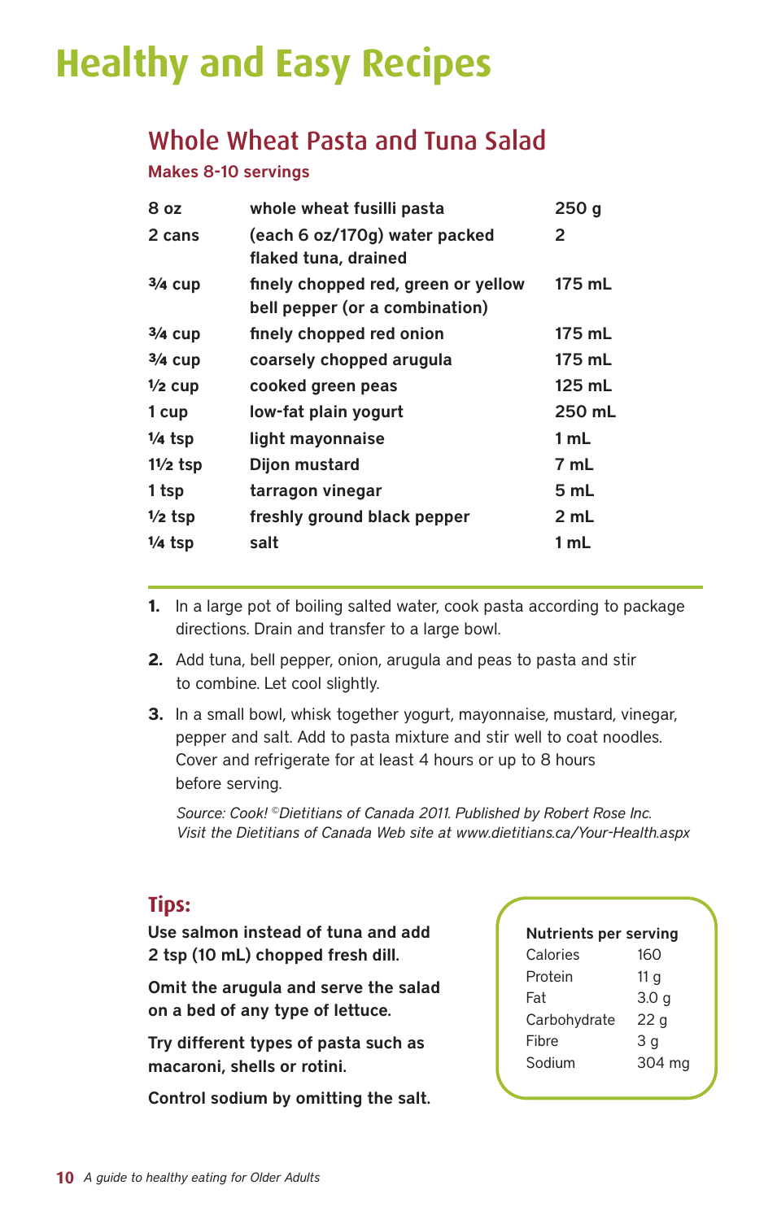# Healthy and Easy Recipes

## Whole Wheat Pasta and Tuna Salad

**Makes 8-10 servings**

| | | |
|---|---|---|
| 8 oz | whole wheat fusilli pasta | 250 g |
| 2 cans | (each 6 oz/170g) water packed flaked tuna, drained | 2 |
| ¾ cup | finely chopped red, green or yellow bell pepper (or a combination) | 175 mL |
| ¾ cup | finely chopped red onion | 175 mL |
| ¾ cup | coarsely chopped arugula | 175 mL |
| ½ cup | cooked green peas | 125 mL |
| 1 cup | low-fat plain yogurt | 250 mL |
| ¼ tsp | light mayonnaise | 1 mL |
| 1½ tsp | Dijon mustard | 7 mL |
| 1 tsp | tarragon vinegar | 5 mL |
| ½ tsp | freshly ground black pepper | 2 mL |
| ¼ tsp | salt | 1 mL |

1. In a large pot of boiling salted water, cook pasta according to package directions. Drain and transfer to a large bowl.
2. Add tuna, bell pepper, onion, arugula and peas to pasta and stir to combine. Let cool slightly.
3. In a small bowl, whisk together yogurt, mayonnaise, mustard, vinegar, pepper and salt. Add to pasta mixture and stir well to coat noodles. Cover and refrigerate for at least 4 hours or up to 8 hours before serving.

*Source: Cook! ©Dietitians of Canada 2011. Published by Robert Rose Inc. Visit the Dietitians of Canada Web site at www.dietitians.ca/Your-Health.aspx*

### Tips:

**Use salmon instead of tuna and add 2 tsp (10 mL) chopped fresh dill.**

**Omit the arugula and serve the salad on a bed of any type of lettuce.**

**Try different types of pasta such as macaroni, shells or rotini.**

**Control sodium by omitting the salt.**

| **Nutrients per serving** | |
|---|---|
| Calories | 160 |
| Protein | 11 g |
| Fat | 3.0 g |
| Carbohydrate | 22 g |
| Fibre | 3 g |
| Sodium | 304 mg |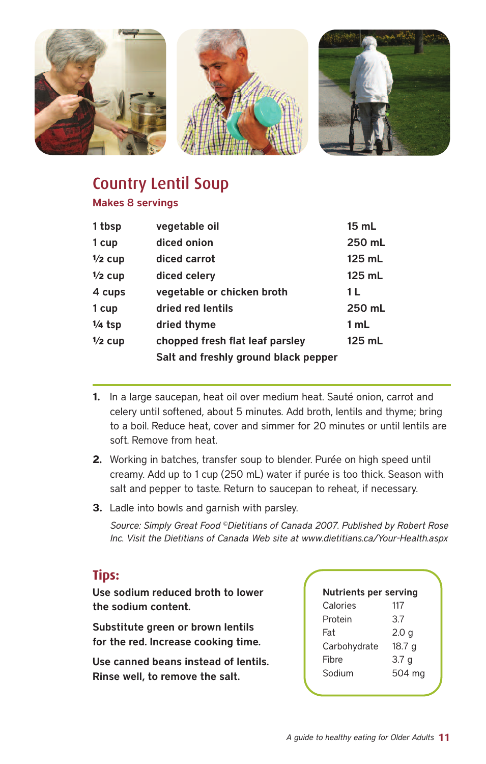# Country Lentil Soup

**Makes 8 servings**

| | | |
|---|---|---|
| 1 tbsp | vegetable oil | 15 mL |
| 1 cup | diced onion | 250 mL |
| ½ cup | diced carrot | 125 mL |
| ½ cup | diced celery | 125 mL |
| 4 cups | vegetable or chicken broth | 1 L |
| 1 cup | dried red lentils | 250 mL |
| ¼ tsp | dried thyme | 1 mL |
| ½ cup | chopped fresh flat leaf parsley | 125 mL |
| | Salt and freshly ground black pepper | |

1. In a large saucepan, heat oil over medium heat. Sauté onion, carrot and celery until softened, about 5 minutes. Add broth, lentils and thyme; bring to a boil. Reduce heat, cover and simmer for 20 minutes or until lentils are soft. Remove from heat.
2. Working in batches, transfer soup to blender. Purée on high speed until creamy. Add up to 1 cup (250 mL) water if purée is too thick. Season with salt and pepper to taste. Return to saucepan to reheat, if necessary.
3. Ladle into bowls and garnish with parsley.

*Source: Simply Great Food ©Dietitians of Canada 2007. Published by Robert Rose Inc. Visit the Dietitians of Canada Web site at www.dietitians.ca/Your-Health.aspx*

## Tips:

**Use sodium reduced broth to lower the sodium content.**

**Substitute green or brown lentils for the red. Increase cooking time.**

**Use canned beans instead of lentils. Rinse well, to remove the salt.**

| Nutrients per serving | |
|---|---|
| Calories | 117 |
| Protein | 3.7 |
| Fat | 2.0 g |
| Carbohydrate | 18.7 g |
| Fibre | 3.7 g |
| Sodium | 504 mg |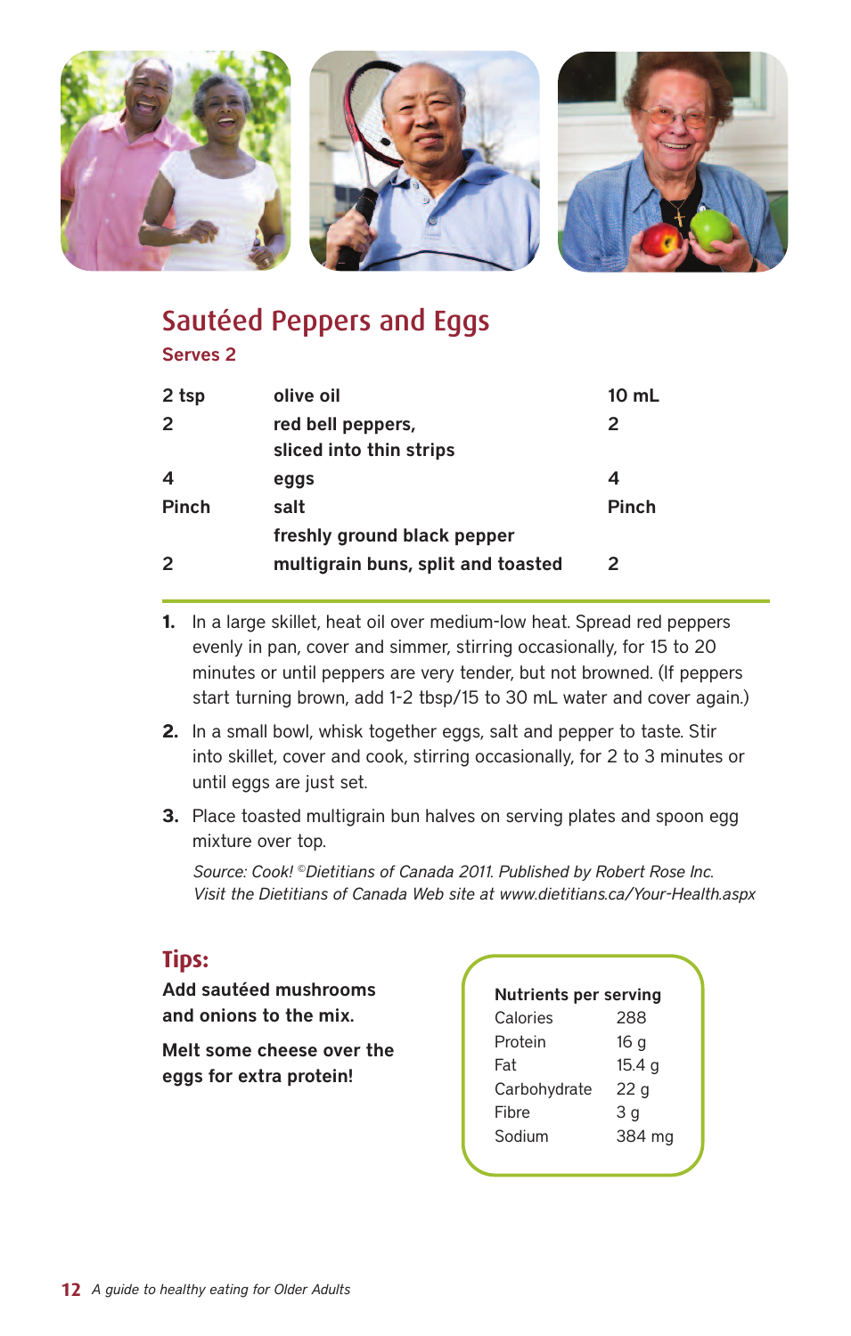## Sautéed Peppers and Eggs

**Serves 2**

| | | |
|---|---|---|
| 2 tsp | olive oil | 10 mL |
| 2 | red bell peppers, sliced into thin strips | 2 |
| 4 | eggs | 4 |
| Pinch | salt | Pinch |
| | freshly ground black pepper | |
| 2 | multigrain buns, split and toasted | 2 |

1. In a large skillet, heat oil over medium-low heat. Spread red peppers evenly in pan, cover and simmer, stirring occasionally, for 15 to 20 minutes or until peppers are very tender, but not browned. (If peppers start turning brown, add 1-2 tbsp/15 to 30 mL water and cover again.)
2. In a small bowl, whisk together eggs, salt and pepper to taste. Stir into skillet, cover and cook, stirring occasionally, for 2 to 3 minutes or until eggs are just set.
3. Place toasted multigrain bun halves on serving plates and spoon egg mixture over top.

*Source: Cook! ©Dietitians of Canada 2011. Published by Robert Rose Inc. Visit the Dietitians of Canada Web site at www.dietitians.ca/Your-Health.aspx*

### Tips:

**Add sautéed mushrooms and onions to the mix.**

**Melt some cheese over the eggs for extra protein!**

| Nutrients per serving | |
|---|---|
| Calories | 288 |
| Protein | 16 g |
| Fat | 15.4 g |
| Carbohydrate | 22 g |
| Fibre | 3 g |
| Sodium | 384 mg |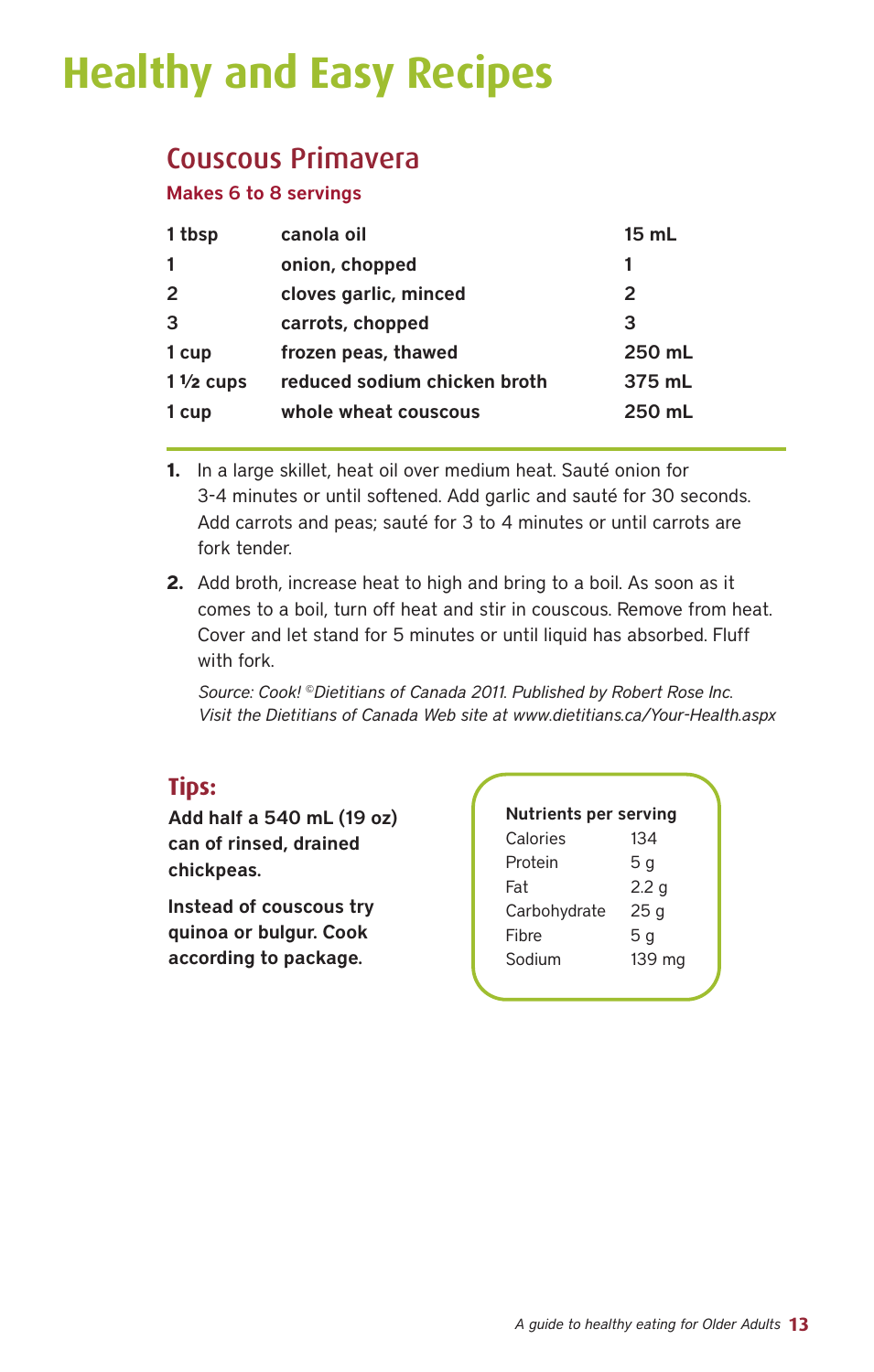# Healthy and Easy Recipes

## Couscous Primavera

**Makes 6 to 8 servings**

| | | |
|---|---|---|
| 1 tbsp | canola oil | 15 mL |
| 1 | onion, chopped | 1 |
| 2 | cloves garlic, minced | 2 |
| 3 | carrots, chopped | 3 |
| 1 cup | frozen peas, thawed | 250 mL |
| 1 ½ cups | reduced sodium chicken broth | 375 mL |
| 1 cup | whole wheat couscous | 250 mL |

1. In a large skillet, heat oil over medium heat. Sauté onion for 3-4 minutes or until softened. Add garlic and sauté for 30 seconds. Add carrots and peas; sauté for 3 to 4 minutes or until carrots are fork tender.
2. Add broth, increase heat to high and bring to a boil. As soon as it comes to a boil, turn off heat and stir in couscous. Remove from heat. Cover and let stand for 5 minutes or until liquid has absorbed. Fluff with fork.

*Source: Cook! ©Dietitians of Canada 2011. Published by Robert Rose Inc. Visit the Dietitians of Canada Web site at www.dietitians.ca/Your-Health.aspx*

### Tips:

**Add half a 540 mL (19 oz) can of rinsed, drained chickpeas.**

**Instead of couscous try quinoa or bulgur. Cook according to package.**

| **Nutrients per serving** | |
|---|---|
| Calories | 134 |
| Protein | 5 g |
| Fat | 2.2 g |
| Carbohydrate | 25 g |
| Fibre | 5 g |
| Sodium | 139 mg |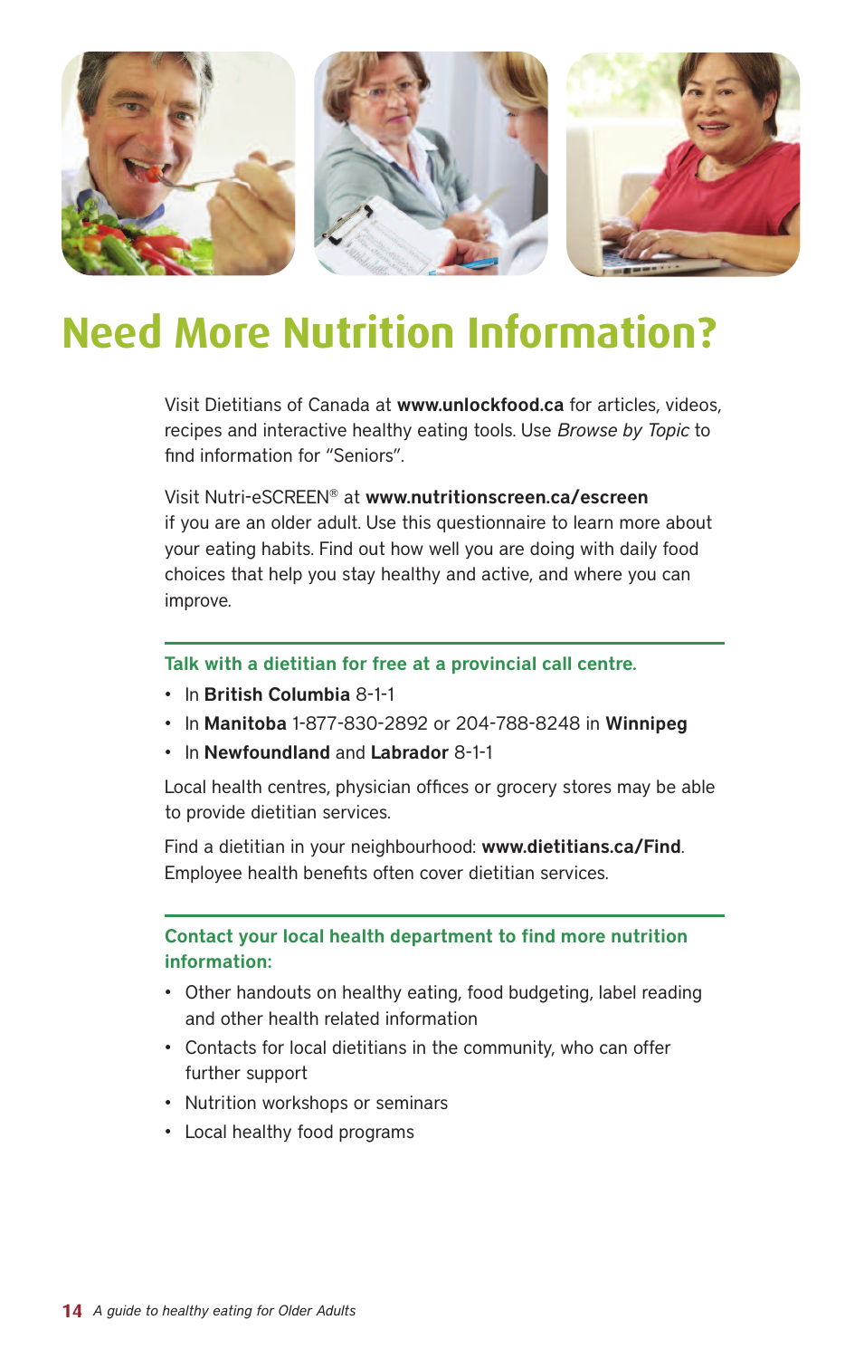# Need More Nutrition Information?

Visit Dietitians of Canada at **www.unlockfood.ca** for articles, videos, recipes and interactive healthy eating tools. Use *Browse by Topic* to find information for "Seniors".

Visit Nutri-eSCREEN® at **www.nutritionscreen.ca/escreen** if you are an older adult. Use this questionnaire to learn more about your eating habits. Find out how well you are doing with daily food choices that help you stay healthy and active, and where you can improve.

### Talk with a dietitian for free at a provincial call centre.

- In **British Columbia** 8-1-1
- In **Manitoba** 1-877-830-2892 or 204-788-8248 in **Winnipeg**
- In **Newfoundland** and **Labrador** 8-1-1

Local health centres, physician offices or grocery stores may be able to provide dietitian services.

Find a dietitian in your neighbourhood: **www.dietitians.ca/Find**. Employee health benefits often cover dietitian services.

### Contact your local health department to find more nutrition information:

- Other handouts on healthy eating, food budgeting, label reading and other health related information
- Contacts for local dietitians in the community, who can offer further support
- Nutrition workshops or seminars
- Local healthy food programs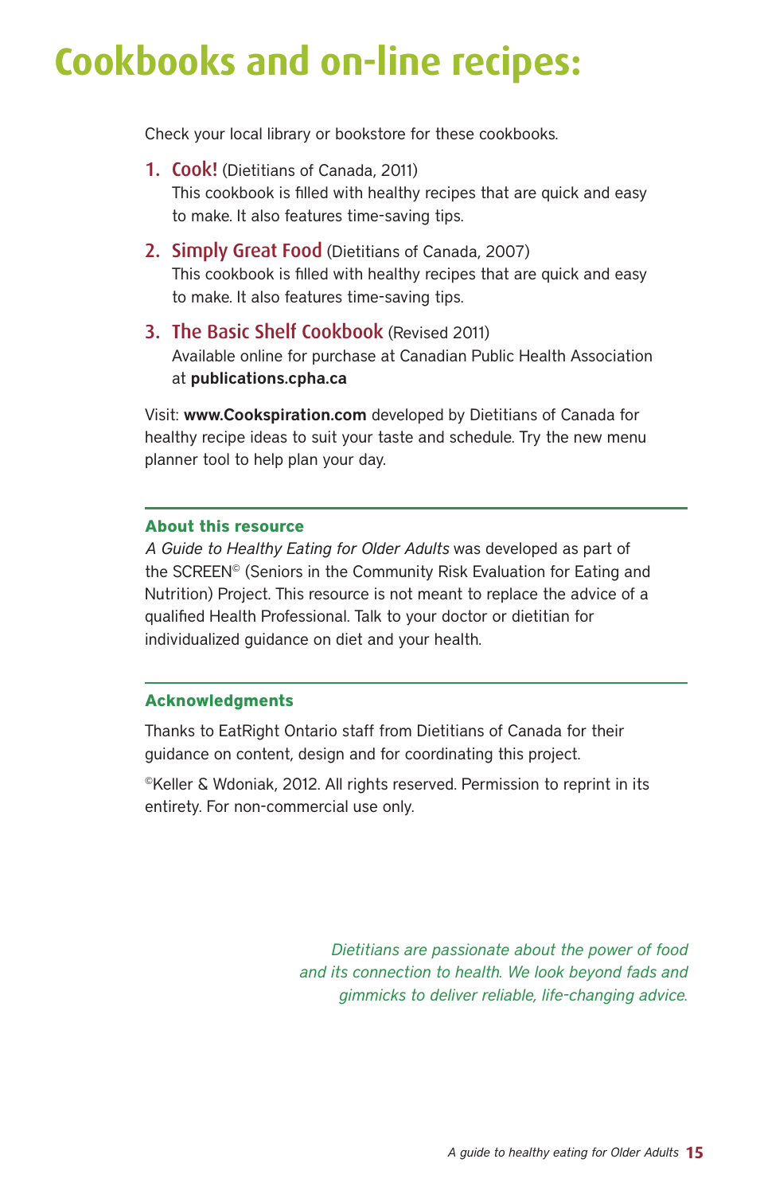# Cookbooks and on-line recipes:

Check your local library or bookstore for these cookbooks.

1. **Cook!** (Dietitians of Canada, 2011)
   This cookbook is filled with healthy recipes that are quick and easy to make. It also features time-saving tips.

2. **Simply Great Food** (Dietitians of Canada, 2007)
   This cookbook is filled with healthy recipes that are quick and easy to make. It also features time-saving tips.

3. **The Basic Shelf Cookbook** (Revised 2011)
   Available online for purchase at Canadian Public Health Association at **publications.cpha.ca**

Visit: **www.Cookspiration.com** developed by Dietitians of Canada for healthy recipe ideas to suit your taste and schedule. Try the new menu planner tool to help plan your day.

---

### About this resource

*A Guide to Healthy Eating for Older Adults* was developed as part of the SCREEN© (Seniors in the Community Risk Evaluation for Eating and Nutrition) Project. This resource is not meant to replace the advice of a qualified Health Professional. Talk to your doctor or dietitian for individualized guidance on diet and your health.

---

### Acknowledgments

Thanks to EatRight Ontario staff from Dietitians of Canada for their guidance on content, design and for coordinating this project.

©Keller & Wdoniak, 2012. All rights reserved. Permission to reprint in its entirety. For non-commercial use only.

*Dietitians are passionate about the power of food and its connection to health. We look beyond fads and gimmicks to deliver reliable, life-changing advice.*